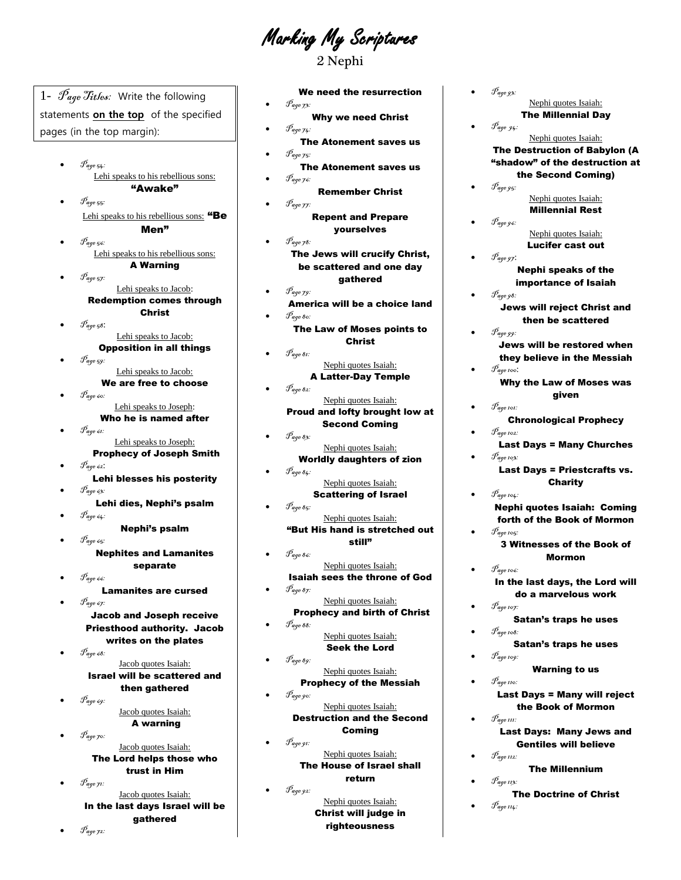# Marking My Scriptures

## 2 Nephi

1- *Page Titles:* Write the following statements **on the top** of the specified pages (in the top margin):

- *Page 54:*
  Lehi speaks to his rebellious sons:
  **"Awake"**
- *Page 55:*
  Lehi speaks to his rebellious sons: **"Be Men"**
- *Page 56:*
  Lehi speaks to his rebellious sons:
  **A Warning**
- *Page 57:*
  Lehi speaks to Jacob:
  **Redemption comes through Christ**
- *Page 58:*
  Lehi speaks to Jacob:
  **Opposition in all things**
- *Page 59:*
  Lehi speaks to Jacob:
  **We are free to choose**
- *Page 60:*
  Lehi speaks to Joseph:
  **Who he is named after**
- *Page 61:*
  Lehi speaks to Joseph:
  **Prophecy of Joseph Smith**
- *Page 62:*
  **Lehi blesses his posterity**
- *Page 63:*
  **Lehi dies, Nephi's psalm**
- *Page 64:*
  **Nephi's psalm**
- *Page 65:*
  **Nephites and Lamanites separate**
- *Page 66:*
  **Lamanites are cursed**
- *Page 67:*
  **Jacob and Joseph receive Priesthood authority. Jacob writes on the plates**
- *Page 68:*
  Jacob quotes Isaiah:
  **Israel will be scattered and then gathered**
- *Page 69:*
  Jacob quotes Isaiah:
  **A warning**
- *Page 70:*
  Jacob quotes Isaiah:
  **The Lord helps those who trust in Him**
- *Page 71:*
  Jacob quotes Isaiah:
  **In the last days Israel will be gathered**
- *Page 72:*
  **We need the resurrection**
- *Page 73:*
  **Why we need Christ**
- *Page 74:*
  **The Atonement saves us**
- *Page 75:*
  **The Atonement saves us**
- *Page 76:*
  **Remember Christ**
- *Page 77:*
  **Repent and Prepare yourselves**
- *Page 78:*
  **The Jews will crucify Christ, be scattered and one day gathered**
- *Page 79:*
  **America will be a choice land**
- *Page 80:*
  **The Law of Moses points to Christ**
- *Page 81:*
  Nephi quotes Isaiah:
  **A Latter-Day Temple**
- *Page 82:*
  Nephi quotes Isaiah:
  **Proud and lofty brought low at Second Coming**
- *Page 83:*
  Nephi quotes Isaiah:
  **Worldly daughters of zion**
- *Page 84:*
  Nephi quotes Isaiah:
  **Scattering of Israel**
- *Page 85:*
  Nephi quotes Isaiah:
  **"But His hand is stretched out still"**
- *Page 86:*
  Nephi quotes Isaiah:
  **Isaiah sees the throne of God**
- *Page 87:*
  Nephi quotes Isaiah:
  **Prophecy and birth of Christ**
- *Page 88:*
  Nephi quotes Isaiah:
  **Seek the Lord**
- *Page 89:*
  Nephi quotes Isaiah:
  **Prophecy of the Messiah**
- *Page 90:*
  Nephi quotes Isaiah:
  **Destruction and the Second Coming**
- *Page 91:*
  Nephi quotes Isaiah:
  **The House of Israel shall return**
- *Page 92:*
  Nephi quotes Isaiah:
  **Christ will judge in righteousness**
- *Page 93:*
  Nephi quotes Isaiah:
  **The Millennial Day**
- *Page 94:*
  Nephi quotes Isaiah:
  **The Destruction of Babylon (A "shadow" of the destruction at the Second Coming)**
- *Page 95:*
  Nephi quotes Isaiah:
  **Millennial Rest**
- *Page 96:*
  Nephi quotes Isaiah:
  **Lucifer cast out**
- *Page 97:*
  **Nephi speaks of the importance of Isaiah**
- *Page 98:*
  **Jews will reject Christ and then be scattered**
- *Page 99:*
  **Jews will be restored when they believe in the Messiah**
- *Page 100:*
  **Why the Law of Moses was given**
- *Page 101:*
  **Chronological Prophecy**
- *Page 102:*
  **Last Days = Many Churches**
- *Page 103:*
  **Last Days = Priestcrafts vs. Charity**
- *Page 104:*
  **Nephi quotes Isaiah: Coming forth of the Book of Mormon**
- *Page 105:*
  **3 Witnesses of the Book of Mormon**
- *Page 106:*
  **In the last days, the Lord will do a marvelous work**
- *Page 107:*
  **Satan's traps he uses**
- *Page 108:*
  **Satan's traps he uses**
- *Page 109:*
  **Warning to us**
- *Page 110:*
  **Last Days = Many will reject the Book of Mormon**
- *Page 111:*
  **Last Days: Many Jews and Gentiles will believe**
- *Page 112:*
  **The Millennium**
- *Page 113:*
  **The Doctrine of Christ**
- *Page 114:*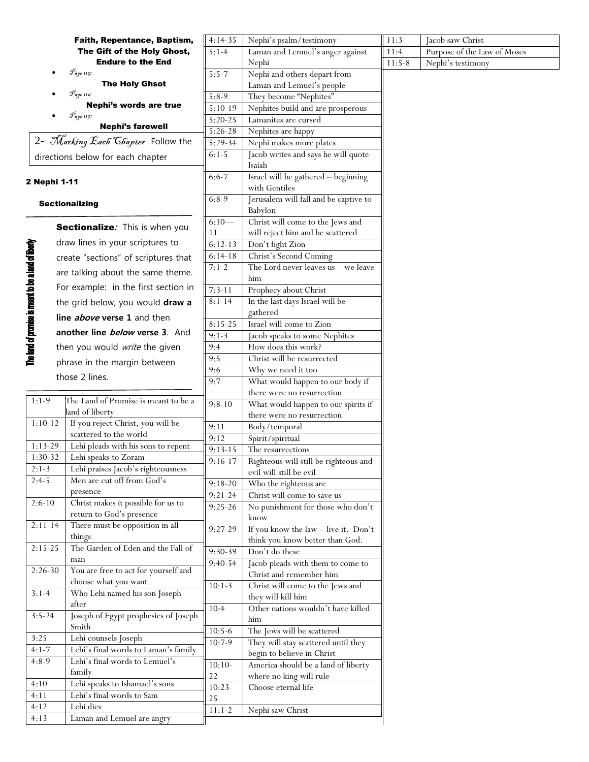**Faith, Repentance, Baptism, The Gift of the Holy Ghost, Endure to the End**

- *Page 115:* **The Holy Ghsot**
- *Page 116:* **Nephi's words are true**
- *Page 117:* **Nephi's farewell**

2- *Marking Each Chapter* Follow the directions below for each chapter

**2 Nephi 1-11**

**Sectionalizing**

**Sectionalize***:* This is when you draw lines in your scriptures to create "sections" of scriptures that are talking about the same theme. For example: in the first section in the grid below, you would **draw a line *above* verse 1** and then **another line *below* verse 3**. And then you would *write* the given phrase in the margin between those 2 lines.

The land of promise is meant to be a land of liberty

| | |
|---|---|
| 1:1-9 | The Land of Promise is meant to be a land of liberty |
| 1:10-12 | If you reject Christ, you will be scattered to the world |
| 1:13-29 | Lehi pleads with his sons to repent |
| 1:30-32 | Lehi speaks to Zoram |
| 2:1-3 | Lehi praises Jacob's righteousness |
| 2:4-5 | Men are cut off from God's presence |
| 2:6-10 | Christ makes it possible for us to return to God's presence |
| 2:11-14 | There must be opposition in all things |
| 2:15-25 | The Garden of Eden and the Fall of man |
| 2:26-30 | You are free to act for yourself and choose what you want |
| 3:1-4 | Who Lehi named his son Joseph after |
| 3:5-24 | Joseph of Egypt prophesies of Joseph Smith |
| 3:25 | Lehi counsels Joseph |
| 4:1-7 | Lehi's final words to Laman's family |
| 4:8-9 | Lehi's final words to Lemuel's family |
| 4:10 | Lehi speaks to Ishamael's sons |
| 4:11 | Lehi's final words to Sam |
| 4:12 | Lehi dies |
| 4:13 | Laman and Lemuel are angry |
| 4:14-35 | Nephi's psalm/testimony |
| 5:1-4 | Laman and Lemuel's anger against Nephi |
| 5:5-7 | Nephi and others depart from Laman and Lemuel's people |
| 5:8-9 | They become "Nephites" |
| 5:10-19 | Nephites build and are prosperous |
| 5:20-25 | Lamanites are cursed |
| 5:26-28 | Nephites are happy |
| 5:29-34 | Nephi makes more plates |
| 6:1-5 | Jacob writes and says he will quote Isaiah |
| 6:6-7 | Israel will be gathered – beginning with Gentiles |
| 6:8-9 | Jerusalem will fall and be captive to Babylon |
| 6:10—11 | Christ will come to the Jews and will reject him and be scattered |
| 6:12-13 | Don't fight Zion |
| 6:14-18 | Christ's Second Coming |
| 7:1-2 | The Lord never leaves us – we leave him |
| 7:3-11 | Prophecy about Christ |
| 8:1-14 | In the last days Israel will be gathered |
| 8:15-25 | Israel will come to Zion |
| 9:1-3 | Jacob speaks to some Nephites |
| 9:4 | How does this work? |
| 9:5 | Christ will be resurrected |
| 9:6 | Why we need it too |
| 9:7 | What would happen to our body if there were no resurrection |
| 9:8-10 | What would happen to our spirits if there were no resurrection |
| 9:11 | Body/temporal |
| 9:12 | Spirit/spiritual |
| 9:13-15 | The resurrections |
| 9:16-17 | Righteous will still be righteous and evil will still be evil |
| 9:18-20 | Who the righteous are |
| 9:21-24 | Christ will come to save us |
| 9:25-26 | No punishment for those who don't know |
| 9:27-29 | If you know the law – live it. Don't think you know better than God. |
| 9:30-39 | Don't do these |
| 9:40-54 | Jacob pleads with them to come to Christ and remember him |
| 10:1-3 | Christ will come to the Jews and they will kill him |
| 10:4 | Other nations wouldn't have killed him |
| 10:5-6 | The Jews will be scattered |
| 10:7-9 | They will stay scattered until they begin to believe in Christ |
| 10:10-22 | America should be a land of liberty where no king will rule |
| 10:23-25 | Choose eternal life |
| 11:1-2 | Nephi saw Christ |
| 11:3 | Jacob saw Christ |
| 11:4 | Purpose of the Law of Moses |
| 11:5-8 | Nephi's testimony |